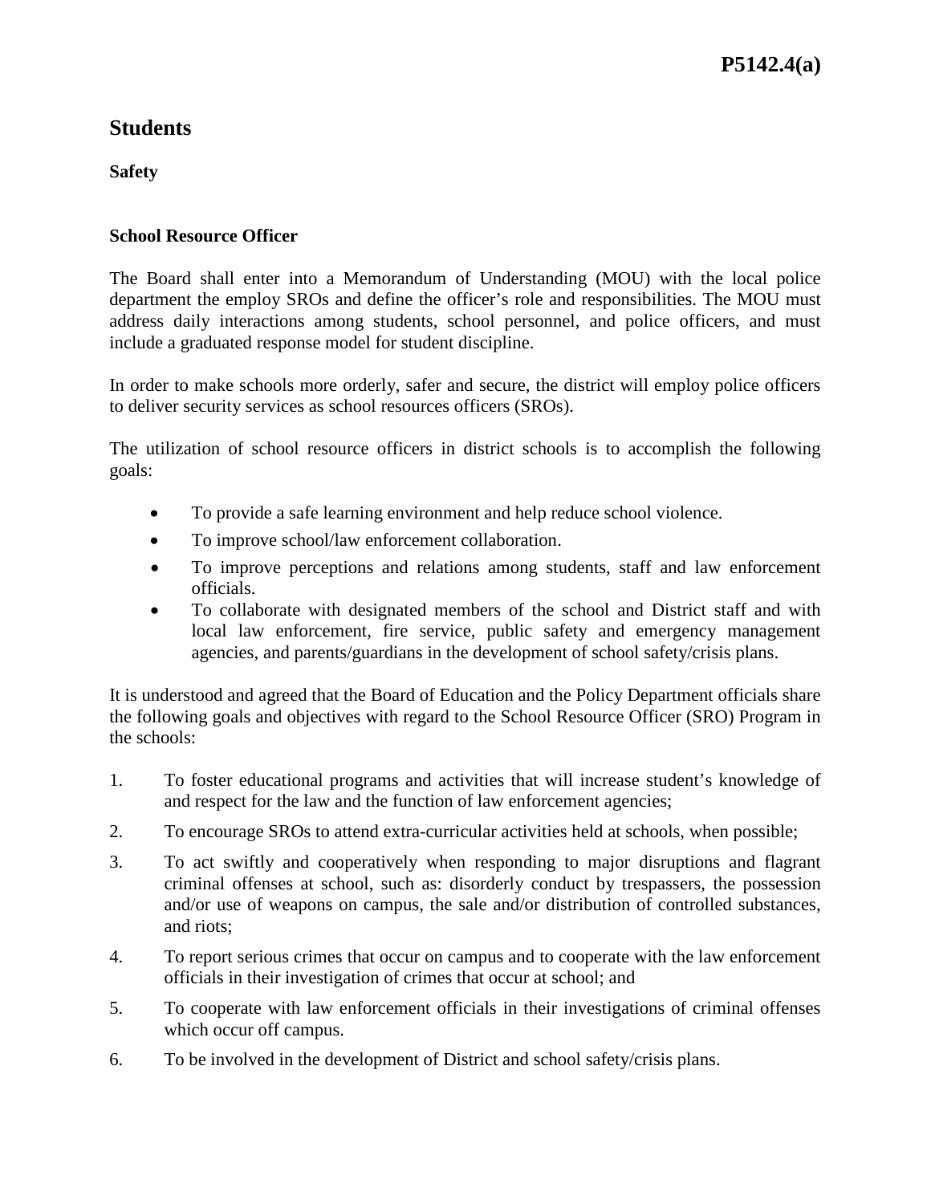# P5142.4(a)

## Students

### Safety

### School Resource Officer

The Board shall enter into a Memorandum of Understanding (MOU) with the local police department the employ SROs and define the officer's role and responsibilities. The MOU must address daily interactions among students, school personnel, and police officers, and must include a graduated response model for student discipline.

In order to make schools more orderly, safer and secure, the district will employ police officers to deliver security services as school resources officers (SROs).

The utilization of school resource officers in district schools is to accomplish the following goals:

- To provide a safe learning environment and help reduce school violence.
- To improve school/law enforcement collaboration.
- To improve perceptions and relations among students, staff and law enforcement officials.
- To collaborate with designated members of the school and District staff and with local law enforcement, fire service, public safety and emergency management agencies, and parents/guardians in the development of school safety/crisis plans.

It is understood and agreed that the Board of Education and the Policy Department officials share the following goals and objectives with regard to the School Resource Officer (SRO) Program in the schools:

1. To foster educational programs and activities that will increase student's knowledge of and respect for the law and the function of law enforcement agencies;
2. To encourage SROs to attend extra-curricular activities held at schools, when possible;
3. To act swiftly and cooperatively when responding to major disruptions and flagrant criminal offenses at school, such as: disorderly conduct by trespassers, the possession and/or use of weapons on campus, the sale and/or distribution of controlled substances, and riots;
4. To report serious crimes that occur on campus and to cooperate with the law enforcement officials in their investigation of crimes that occur at school; and
5. To cooperate with law enforcement officials in their investigations of criminal offenses which occur off campus.
6. To be involved in the development of District and school safety/crisis plans.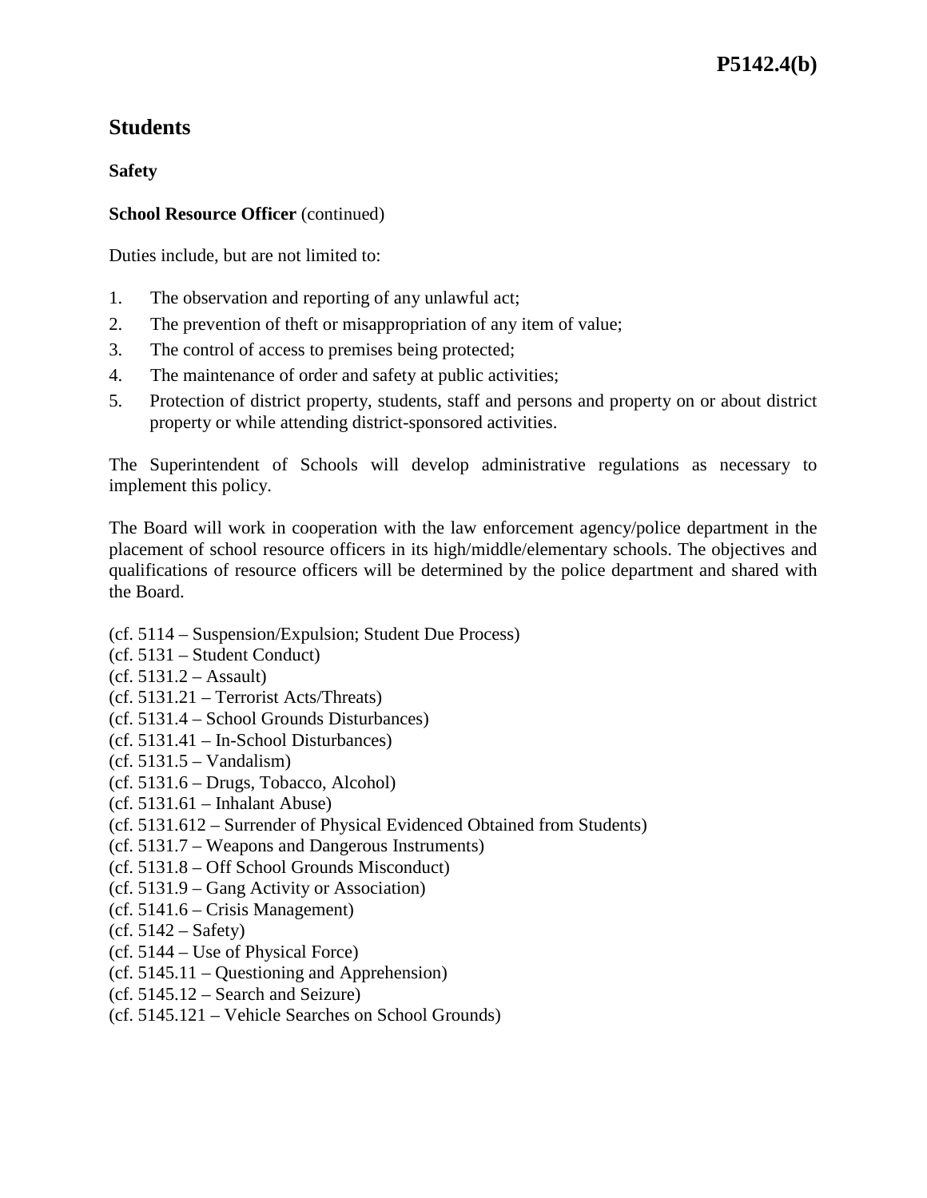# Students

**Safety**

**School Resource Officer** (continued)

Duties include, but are not limited to:

1. The observation and reporting of any unlawful act;
2. The prevention of theft or misappropriation of any item of value;
3. The control of access to premises being protected;
4. The maintenance of order and safety at public activities;
5. Protection of district property, students, staff and persons and property on or about district property or while attending district-sponsored activities.

The Superintendent of Schools will develop administrative regulations as necessary to implement this policy.

The Board will work in cooperation with the law enforcement agency/police department in the placement of school resource officers in its high/middle/elementary schools. The objectives and qualifications of resource officers will be determined by the police department and shared with the Board.

(cf. 5114 – Suspension/Expulsion; Student Due Process)
(cf. 5131 – Student Conduct)
(cf. 5131.2 – Assault)
(cf. 5131.21 – Terrorist Acts/Threats)
(cf. 5131.4 – School Grounds Disturbances)
(cf. 5131.41 – In-School Disturbances)
(cf. 5131.5 – Vandalism)
(cf. 5131.6 – Drugs, Tobacco, Alcohol)
(cf. 5131.61 – Inhalant Abuse)
(cf. 5131.612 – Surrender of Physical Evidenced Obtained from Students)
(cf. 5131.7 – Weapons and Dangerous Instruments)
(cf. 5131.8 – Off School Grounds Misconduct)
(cf. 5131.9 – Gang Activity or Association)
(cf. 5141.6 – Crisis Management)
(cf. 5142 – Safety)
(cf. 5144 – Use of Physical Force)
(cf. 5145.11 – Questioning and Apprehension)
(cf. 5145.12 – Search and Seizure)
(cf. 5145.121 – Vehicle Searches on School Grounds)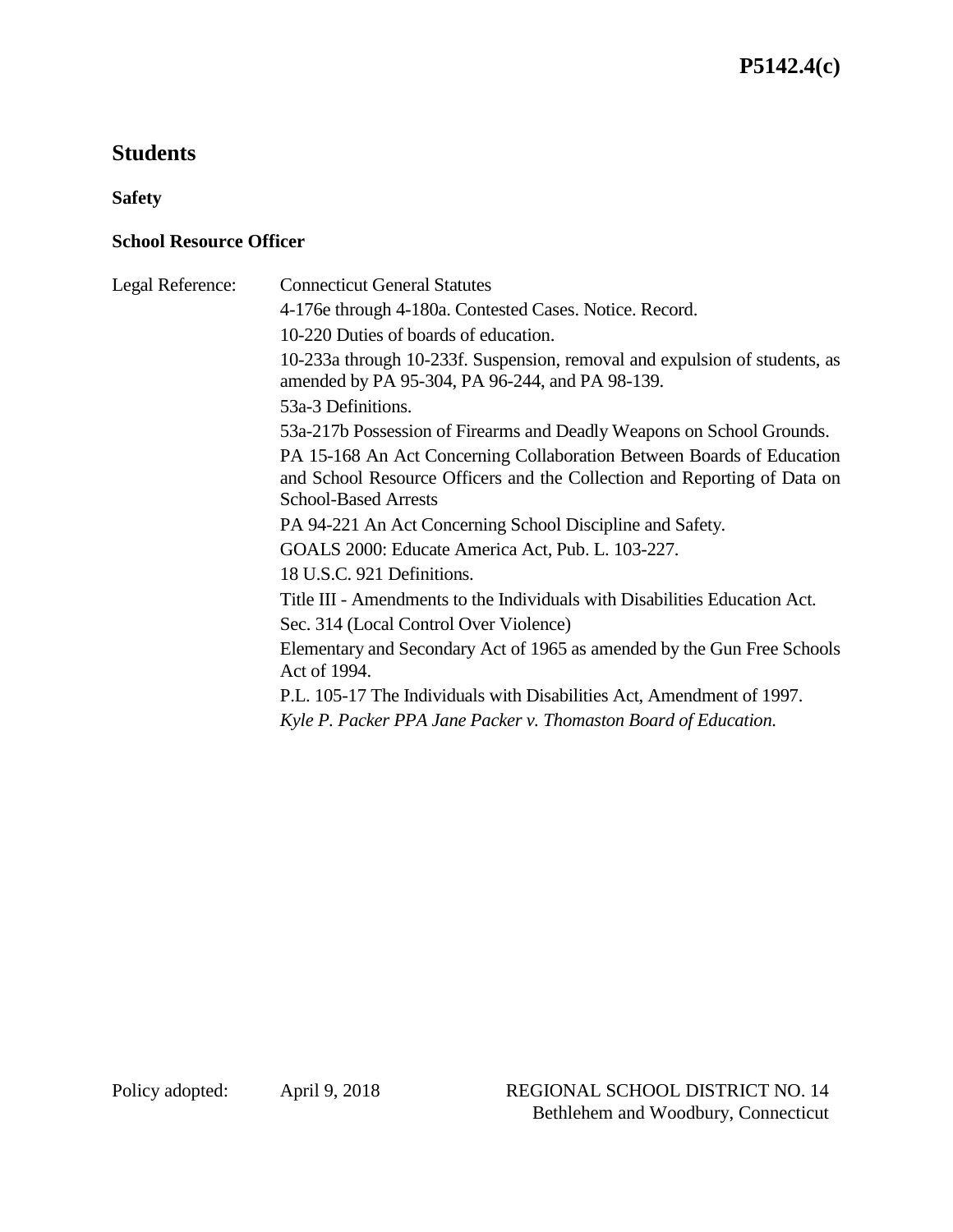P5142.4(c)

## Students

### Safety

### School Resource Officer

Legal Reference: Connecticut General Statutes

4-176e through 4-180a. Contested Cases. Notice. Record.

10-220 Duties of boards of education.

10-233a through 10-233f. Suspension, removal and expulsion of students, as amended by PA 95-304, PA 96-244, and PA 98-139.

53a-3 Definitions.

53a-217b Possession of Firearms and Deadly Weapons on School Grounds.

PA 15-168 An Act Concerning Collaboration Between Boards of Education and School Resource Officers and the Collection and Reporting of Data on School-Based Arrests

PA 94-221 An Act Concerning School Discipline and Safety.

GOALS 2000: Educate America Act, Pub. L. 103-227.

18 U.S.C. 921 Definitions.

Title III - Amendments to the Individuals with Disabilities Education Act.

Sec. 314 (Local Control Over Violence)

Elementary and Secondary Act of 1965 as amended by the Gun Free Schools Act of 1994.

P.L. 105-17 The Individuals with Disabilities Act, Amendment of 1997.

*Kyle P. Packer PPA Jane Packer v. Thomaston Board of Education.*

Policy adopted: April 9, 2018

REGIONAL SCHOOL DISTRICT NO. 14
Bethlehem and Woodbury, Connecticut